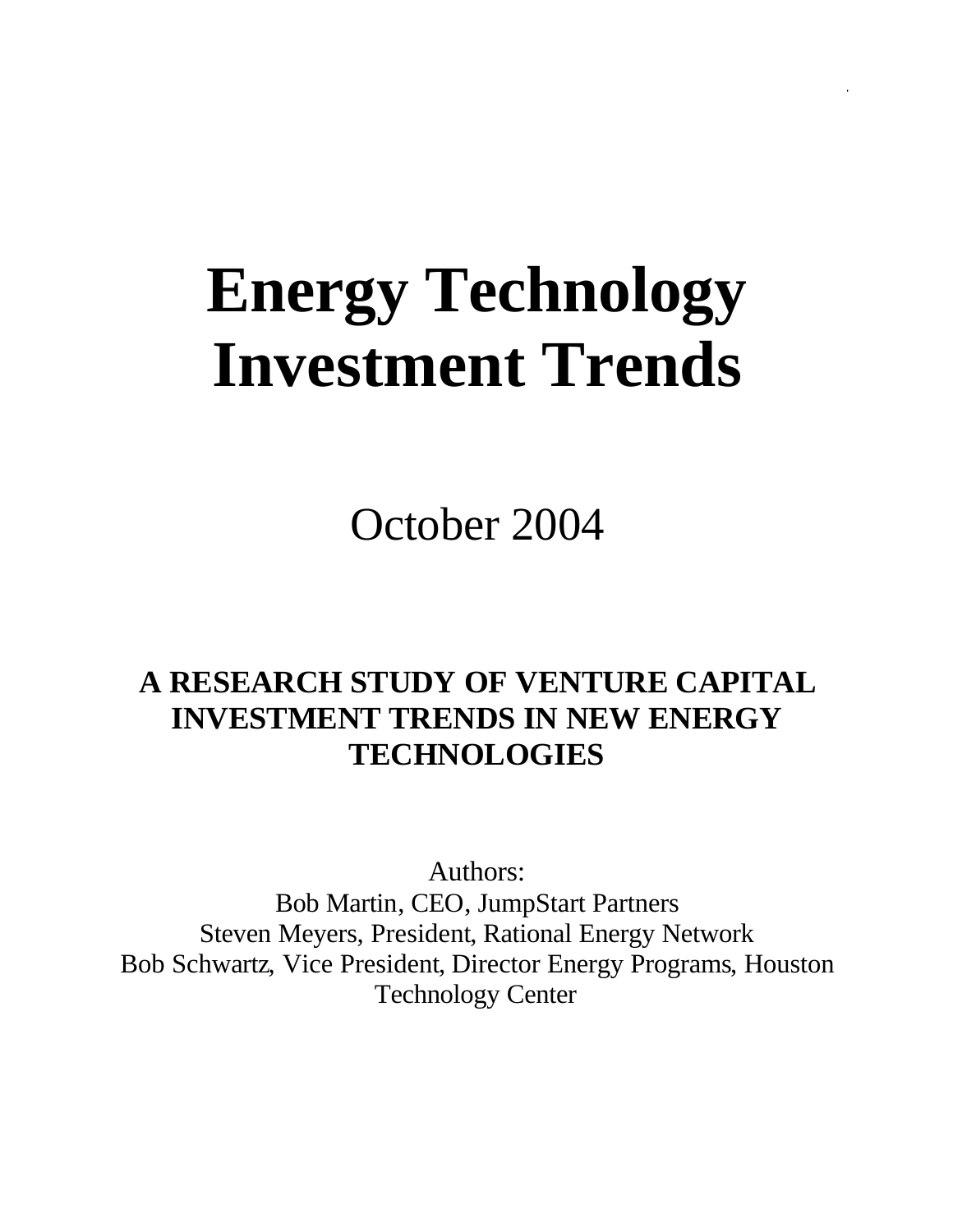# Energy Technology Investment Trends

October 2004

**A RESEARCH STUDY OF VENTURE CAPITAL INVESTMENT TRENDS IN NEW ENERGY TECHNOLOGIES**

Authors:
Bob Martin, CEO, JumpStart Partners
Steven Meyers, President, Rational Energy Network
Bob Schwartz, Vice President, Director Energy Programs, Houston Technology Center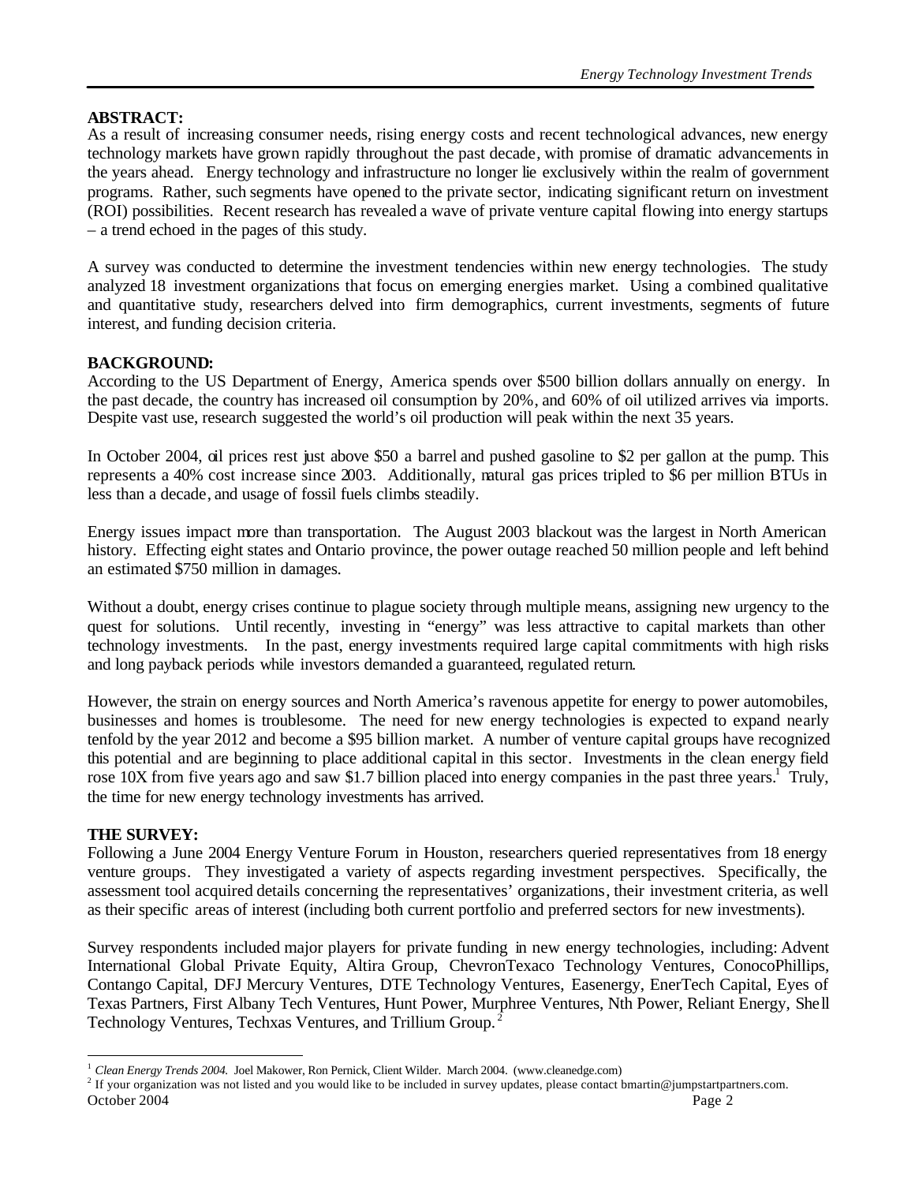**ABSTRACT:**

As a result of increasing consumer needs, rising energy costs and recent technological advances, new energy technology markets have grown rapidly throughout the past decade, with promise of dramatic advancements in the years ahead. Energy technology and infrastructure no longer lie exclusively within the realm of government programs. Rather, such segments have opened to the private sector, indicating significant return on investment (ROI) possibilities. Recent research has revealed a wave of private venture capital flowing into energy startups – a trend echoed in the pages of this study.

A survey was conducted to determine the investment tendencies within new energy technologies. The study analyzed 18 investment organizations that focus on emerging energies market. Using a combined qualitative and quantitative study, researchers delved into firm demographics, current investments, segments of future interest, and funding decision criteria.

**BACKGROUND:**

According to the US Department of Energy, America spends over $500 billion dollars annually on energy. In the past decade, the country has increased oil consumption by 20%, and 60% of oil utilized arrives via imports. Despite vast use, research suggested the world's oil production will peak within the next 35 years.

In October 2004, oil prices rest just above $50 a barrel and pushed gasoline to $2 per gallon at the pump. This represents a 40% cost increase since 2003. Additionally, natural gas prices tripled to $6 per million BTUs in less than a decade, and usage of fossil fuels climbs steadily.

Energy issues impact more than transportation. The August 2003 blackout was the largest in North American history. Effecting eight states and Ontario province, the power outage reached 50 million people and left behind an estimated $750 million in damages.

Without a doubt, energy crises continue to plague society through multiple means, assigning new urgency to the quest for solutions. Until recently, investing in "energy" was less attractive to capital markets than other technology investments. In the past, energy investments required large capital commitments with high risks and long payback periods while investors demanded a guaranteed, regulated return.

However, the strain on energy sources and North America's ravenous appetite for energy to power automobiles, businesses and homes is troublesome. The need for new energy technologies is expected to expand nearly tenfold by the year 2012 and become a $95 billion market. A number of venture capital groups have recognized this potential and are beginning to place additional capital in this sector. Investments in the clean energy field rose 10X from five years ago and saw $1.7 billion placed into energy companies in the past three years.[1] Truly, the time for new energy technology investments has arrived.

**THE SURVEY:**

Following a June 2004 Energy Venture Forum in Houston, researchers queried representatives from 18 energy venture groups. They investigated a variety of aspects regarding investment perspectives. Specifically, the assessment tool acquired details concerning the representatives' organizations, their investment criteria, as well as their specific areas of interest (including both current portfolio and preferred sectors for new investments).

Survey respondents included major players for private funding in new energy technologies, including: Advent International Global Private Equity, Altira Group, ChevronTexaco Technology Ventures, ConocoPhillips, Contango Capital, DFJ Mercury Ventures, DTE Technology Ventures, Easenergy, EnerTech Capital, Eyes of Texas Partners, First Albany Tech Ventures, Hunt Power, Murphree Ventures, Nth Power, Reliant Energy, Shell Technology Ventures, Techxas Ventures, and Trillium Group.[2]

---

[1] *Clean Energy Trends 2004.* Joel Makower, Ron Pernick, Client Wilder. March 2004. (www.cleanedge.com)

[2] If your organization was not listed and you would like to be included in survey updates, please contact bmartin@jumpstartpartners.com.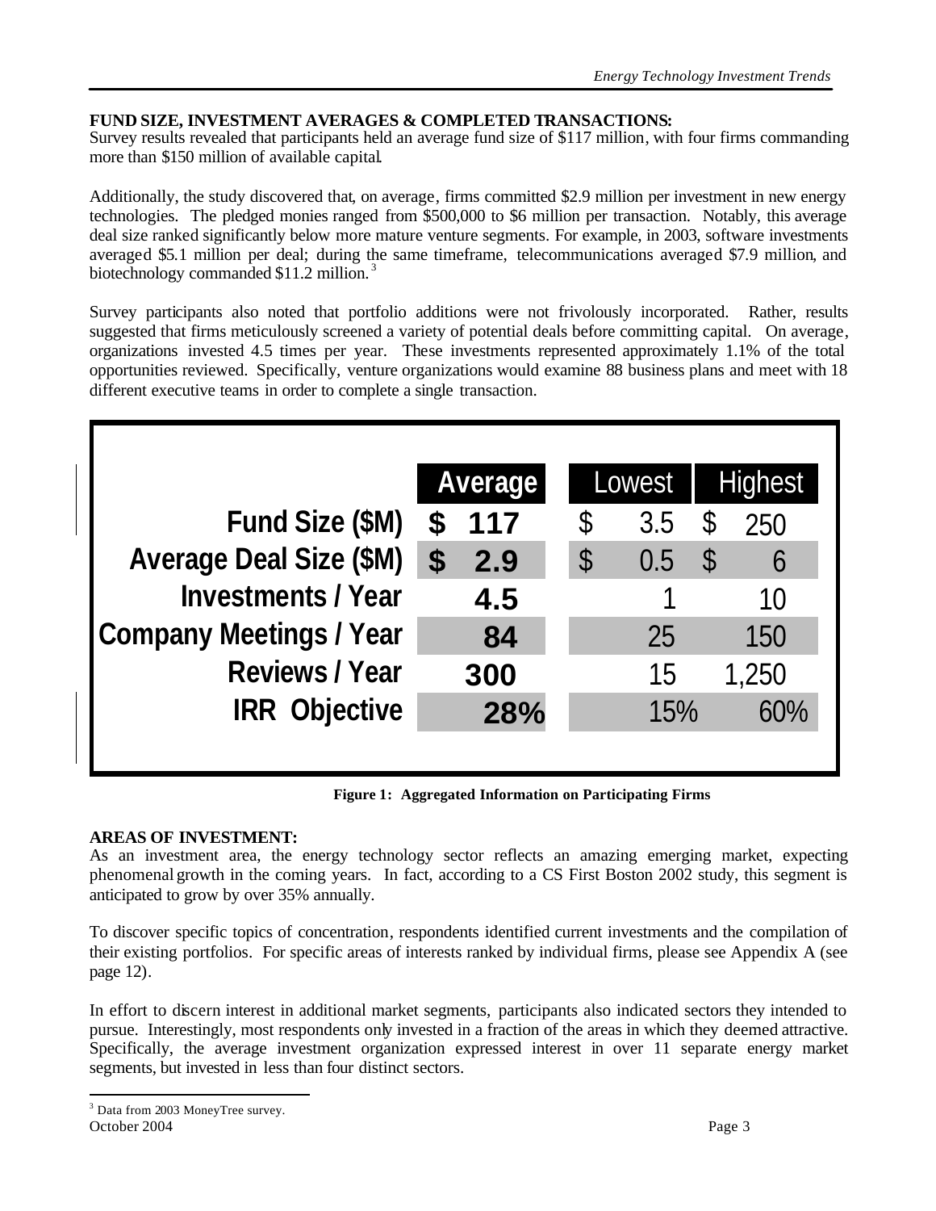**FUND SIZE, INVESTMENT AVERAGES & COMPLETED TRANSACTIONS:**
Survey results revealed that participants held an average fund size of $117 million, with four firms commanding more than $150 million of available capital.

Additionally, the study discovered that, on average, firms committed $2.9 million per investment in new energy technologies. The pledged monies ranged from $500,000 to $6 million per transaction. Notably, this average deal size ranked significantly below more mature venture segments. For example, in 2003, software investments averaged $5.1 million per deal; during the same timeframe, telecommunications averaged $7.9 million, and biotechnology commanded $11.2 million.[3]

Survey participants also noted that portfolio additions were not frivolously incorporated. Rather, results suggested that firms meticulously screened a variety of potential deals before committing capital. On average, organizations invested 4.5 times per year. These investments represented approximately 1.1% of the total opportunities reviewed. Specifically, venture organizations would examine 88 business plans and meet with 18 different executive teams in order to complete a single transaction.

| | Average | Lowest | Highest |
|---|---|---|---|
| Fund Size ($M) | $ 117 | $ 3.5 | $ 250 |
| Average Deal Size ($M) | $ 2.9 | $ 0.5 | $ 6 |
| Investments / Year | 4.5 | 1 | 10 |
| Company Meetings / Year | 84 | 25 | 150 |
| Reviews / Year | 300 | 15 | 1,250 |
| IRR Objective | 28% | 15% | 60% |

**Figure 1: Aggregated Information on Participating Firms**

**AREAS OF INVESTMENT:**
As an investment area, the energy technology sector reflects an amazing emerging market, expecting phenomenal growth in the coming years. In fact, according to a CS First Boston 2002 study, this segment is anticipated to grow by over 35% annually.

To discover specific topics of concentration, respondents identified current investments and the compilation of their existing portfolios. For specific areas of interests ranked by individual firms, please see Appendix A (see page 12).

In effort to discern interest in additional market segments, participants also indicated sectors they intended to pursue. Interestingly, most respondents only invested in a fraction of the areas in which they deemed attractive. Specifically, the average investment organization expressed interest in over 11 separate energy market segments, but invested in less than four distinct sectors.

[3] Data from 2003 MoneyTree survey.

October 2004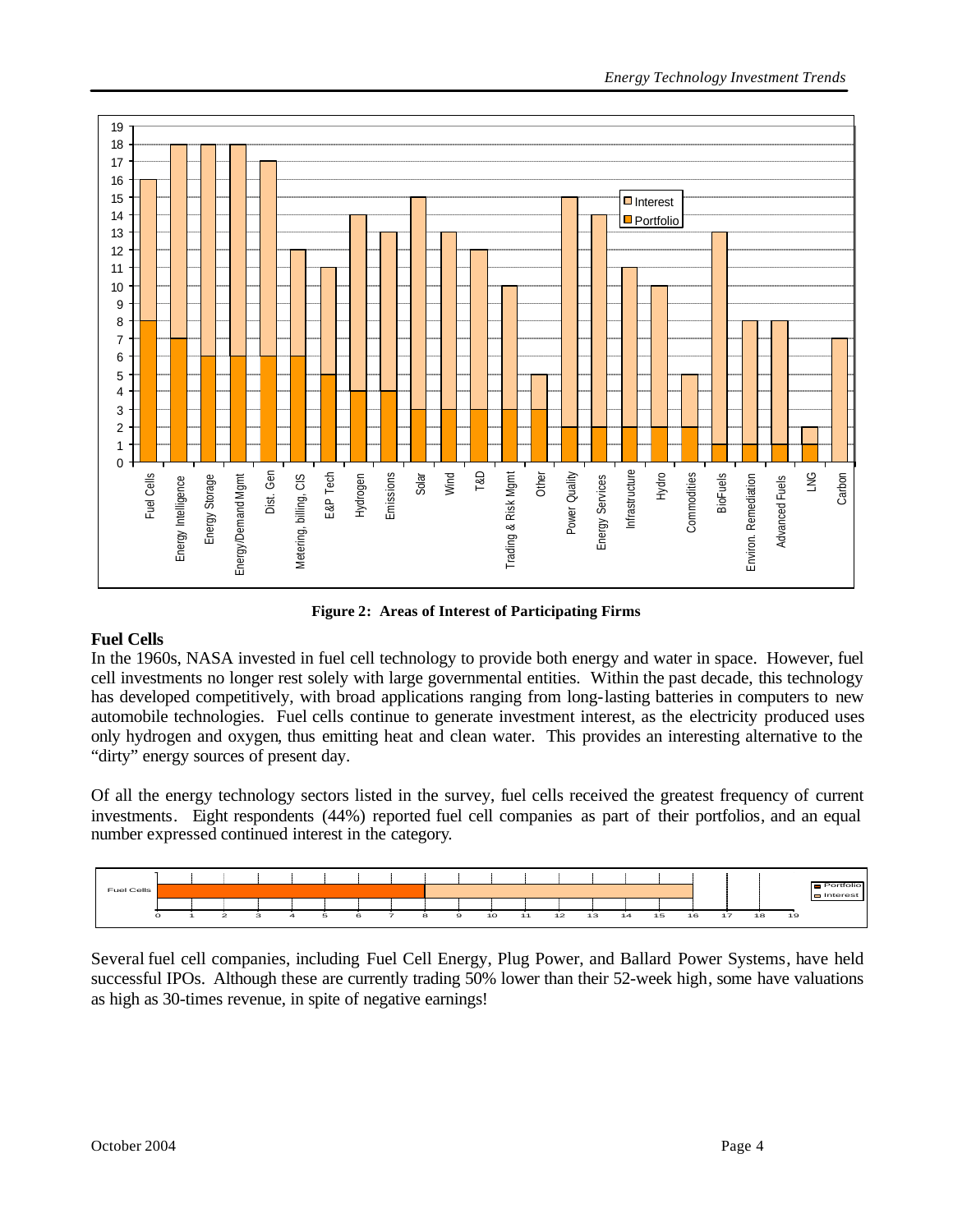**Figure 2: Areas of Interest of Participating Firms**

## Fuel Cells

In the 1960s, NASA invested in fuel cell technology to provide both energy and water in space. However, fuel cell investments no longer rest solely with large governmental entities. Within the past decade, this technology has developed competitively, with broad applications ranging from long-lasting batteries in computers to new automobile technologies. Fuel cells continue to generate investment interest, as the electricity produced uses only hydrogen and oxygen, thus emitting heat and clean water. This provides an interesting alternative to the "dirty" energy sources of present day.

Of all the energy technology sectors listed in the survey, fuel cells received the greatest frequency of current investments. Eight respondents (44%) reported fuel cell companies as part of their portfolios, and an equal number expressed continued interest in the category.

Several fuel cell companies, including Fuel Cell Energy, Plug Power, and Ballard Power Systems, have held successful IPOs. Although these are currently trading 50% lower than their 52-week high, some have valuations as high as 30-times revenue, in spite of negative earnings!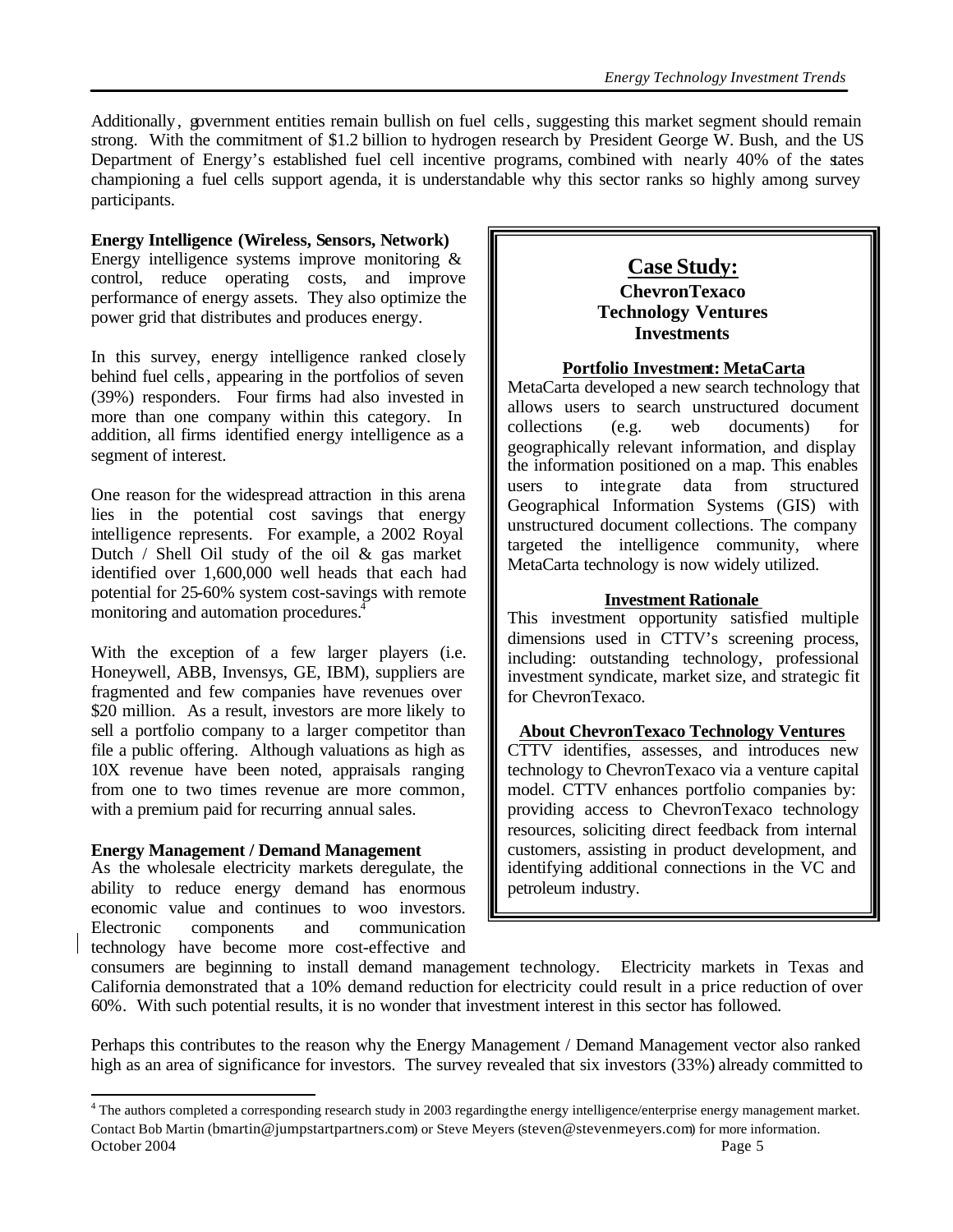Additionally, government entities remain bullish on fuel cells, suggesting this market segment should remain strong. With the commitment of $1.2 billion to hydrogen research by President George W. Bush, and the US Department of Energy's established fuel cell incentive programs, combined with nearly 40% of the states championing a fuel cells support agenda, it is understandable why this sector ranks so highly among survey participants.

**Energy Intelligence (Wireless, Sensors, Network)**

Energy intelligence systems improve monitoring & control, reduce operating costs, and improve performance of energy assets. They also optimize the power grid that distributes and produces energy.

In this survey, energy intelligence ranked closely behind fuel cells, appearing in the portfolios of seven (39%) responders. Four firms had also invested in more than one company within this category. In addition, all firms identified energy intelligence as a segment of interest.

One reason for the widespread attraction in this arena lies in the potential cost savings that energy intelligence represents. For example, a 2002 Royal Dutch / Shell Oil study of the oil & gas market identified over 1,600,000 well heads that each had potential for 25-60% system cost-savings with remote monitoring and automation procedures.[4]

With the exception of a few larger players (i.e. Honeywell, ABB, Invensys, GE, IBM), suppliers are fragmented and few companies have revenues over $20 million. As a result, investors are more likely to sell a portfolio company to a larger competitor than file a public offering. Although valuations as high as 10X revenue have been noted, appraisals ranging from one to two times revenue are more common, with a premium paid for recurring annual sales.

> **Case Study:**
> **ChevronTexaco Technology Ventures Investments**
>
> **Portfolio Investment: MetaCarta**
>
> MetaCarta developed a new search technology that allows users to search unstructured document collections (e.g. web documents) for geographically relevant information, and display the information positioned on a map. This enables users to integrate data from structured Geographical Information Systems (GIS) with unstructured document collections. The company targeted the intelligence community, where MetaCarta technology is now widely utilized.
>
> **Investment Rationale**
>
> This investment opportunity satisfied multiple dimensions used in CTTV's screening process, including: outstanding technology, professional investment syndicate, market size, and strategic fit for ChevronTexaco.
>
> **About ChevronTexaco Technology Ventures**
>
> CTTV identifies, assesses, and introduces new technology to ChevronTexaco via a venture capital model. CTTV enhances portfolio companies by: providing access to ChevronTexaco technology resources, soliciting direct feedback from internal customers, assisting in product development, and identifying additional connections in the VC and petroleum industry.

**Energy Management / Demand Management**

As the wholesale electricity markets deregulate, the ability to reduce energy demand has enormous economic value and continues to woo investors. Electronic components and communication technology have become more cost-effective and consumers are beginning to install demand management technology. Electricity markets in Texas and California demonstrated that a 10% demand reduction for electricity could result in a price reduction of over 60%. With such potential results, it is no wonder that investment interest in this sector has followed.

Perhaps this contributes to the reason why the Energy Management / Demand Management vector also ranked high as an area of significance for investors. The survey revealed that six investors (33%) already committed to

---

[4] The authors completed a corresponding research study in 2003 regarding the energy intelligence/enterprise energy management market. Contact Bob Martin (bmartin@jumpstartpartners.com) or Steve Meyers (steven@stevenmeyers.com) for more information.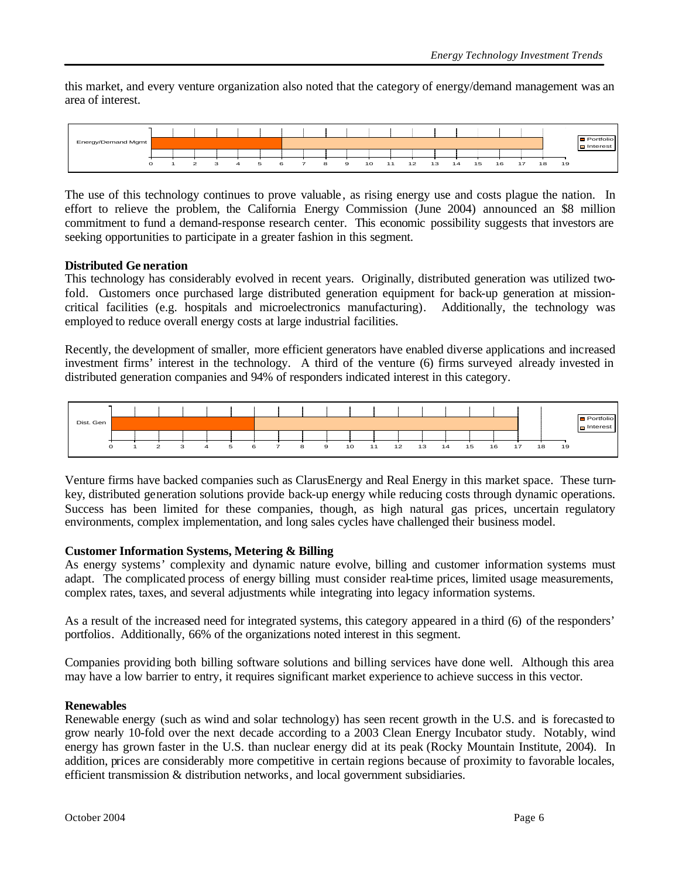this market, and every venture organization also noted that the category of energy/demand management was an area of interest.

| | Portfolio | Interest |
|---|---|---|
| Energy/Demand Mgmt | 6 | 18 |

The use of this technology continues to prove valuable, as rising energy use and costs plague the nation. In effort to relieve the problem, the California Energy Commission (June 2004) announced an $8 million commitment to fund a demand-response research center. This economic possibility suggests that investors are seeking opportunities to participate in a greater fashion in this segment.

**Distributed Generation**

This technology has considerably evolved in recent years. Originally, distributed generation was utilized two-fold. Customers once purchased large distributed generation equipment for back-up generation at mission-critical facilities (e.g. hospitals and microelectronics manufacturing). Additionally, the technology was employed to reduce overall energy costs at large industrial facilities.

Recently, the development of smaller, more efficient generators have enabled diverse applications and increased investment firms' interest in the technology. A third of the venture (6) firms surveyed already invested in distributed generation companies and 94% of responders indicated interest in this category.

| | Portfolio | Interest |
|---|---|---|
| Dist. Gen | 6 | 17 |

Venture firms have backed companies such as ClarusEnergy and Real Energy in this market space. These turn-key, distributed generation solutions provide back-up energy while reducing costs through dynamic operations. Success has been limited for these companies, though, as high natural gas prices, uncertain regulatory environments, complex implementation, and long sales cycles have challenged their business model.

**Customer Information Systems, Metering & Billing**

As energy systems' complexity and dynamic nature evolve, billing and customer information systems must adapt. The complicated process of energy billing must consider real-time prices, limited usage measurements, complex rates, taxes, and several adjustments while integrating into legacy information systems.

As a result of the increased need for integrated systems, this category appeared in a third (6) of the responders' portfolios. Additionally, 66% of the organizations noted interest in this segment.

Companies providing both billing software solutions and billing services have done well. Although this area may have a low barrier to entry, it requires significant market experience to achieve success in this vector.

**Renewables**

Renewable energy (such as wind and solar technology) has seen recent growth in the U.S. and is forecasted to grow nearly 10-fold over the next decade according to a 2003 Clean Energy Incubator study. Notably, wind energy has grown faster in the U.S. than nuclear energy did at its peak (Rocky Mountain Institute, 2004). In addition, prices are considerably more competitive in certain regions because of proximity to favorable locales, efficient transmission & distribution networks, and local government subsidiaries.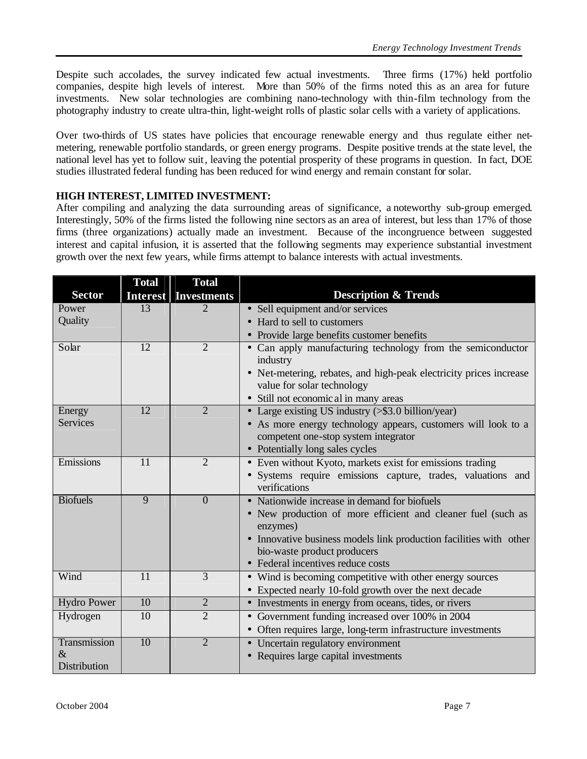Despite such accolades, the survey indicated few actual investments. Three firms (17%) held portfolio companies, despite high levels of interest. More than 50% of the firms noted this as an area for future investments. New solar technologies are combining nano-technology with thin-film technology from the photography industry to create ultra-thin, light-weight rolls of plastic solar cells with a variety of applications.

Over two-thirds of US states have policies that encourage renewable energy and thus regulate either net-metering, renewable portfolio standards, or green energy programs. Despite positive trends at the state level, the national level has yet to follow suit, leaving the potential prosperity of these programs in question. In fact, DOE studies illustrated federal funding has been reduced for wind energy and remain constant for solar.

**HIGH INTEREST, LIMITED INVESTMENT:**

After compiling and analyzing the data surrounding areas of significance, a noteworthy sub-group emerged. Interestingly, 50% of the firms listed the following nine sectors as an area of interest, but less than 17% of those firms (three organizations) actually made an investment. Because of the incongruence between suggested interest and capital infusion, it is asserted that the following segments may experience substantial investment growth over the next few years, while firms attempt to balance interests with actual investments.

| Sector | Total Interest | Total Investments | Description & Trends |
|---|---|---|---|
| Power Quality | 13 | 2 | • Sell equipment and/or services<br>• Hard to sell to customers<br>• Provide large benefits customer benefits |
| Solar | 12 | 2 | • Can apply manufacturing technology from the semiconductor industry<br>• Net-metering, rebates, and high-peak electricity prices increase value for solar technology<br>• Still not economical in many areas |
| Energy Services | 12 | 2 | • Large existing US industry (>$3.0 billion/year)<br>• As more energy technology appears, customers will look to a competent one-stop system integrator<br>• Potentially long sales cycles |
| Emissions | 11 | 2 | • Even without Kyoto, markets exist for emissions trading<br>• Systems require emissions capture, trades, valuations and verifications |
| Biofuels | 9 | 0 | • Nationwide increase in demand for biofuels<br>• New production of more efficient and cleaner fuel (such as enzymes)<br>• Innovative business models link production facilities with other bio-waste product producers<br>• Federal incentives reduce costs |
| Wind | 11 | 3 | • Wind is becoming competitive with other energy sources<br>• Expected nearly 10-fold growth over the next decade |
| Hydro Power | 10 | 2 | • Investments in energy from oceans, tides, or rivers |
| Hydrogen | 10 | 2 | • Government funding increased over 100% in 2004<br>• Often requires large, long-term infrastructure investments |
| Transmission & Distribution | 10 | 2 | • Uncertain regulatory environment<br>• Requires large capital investments |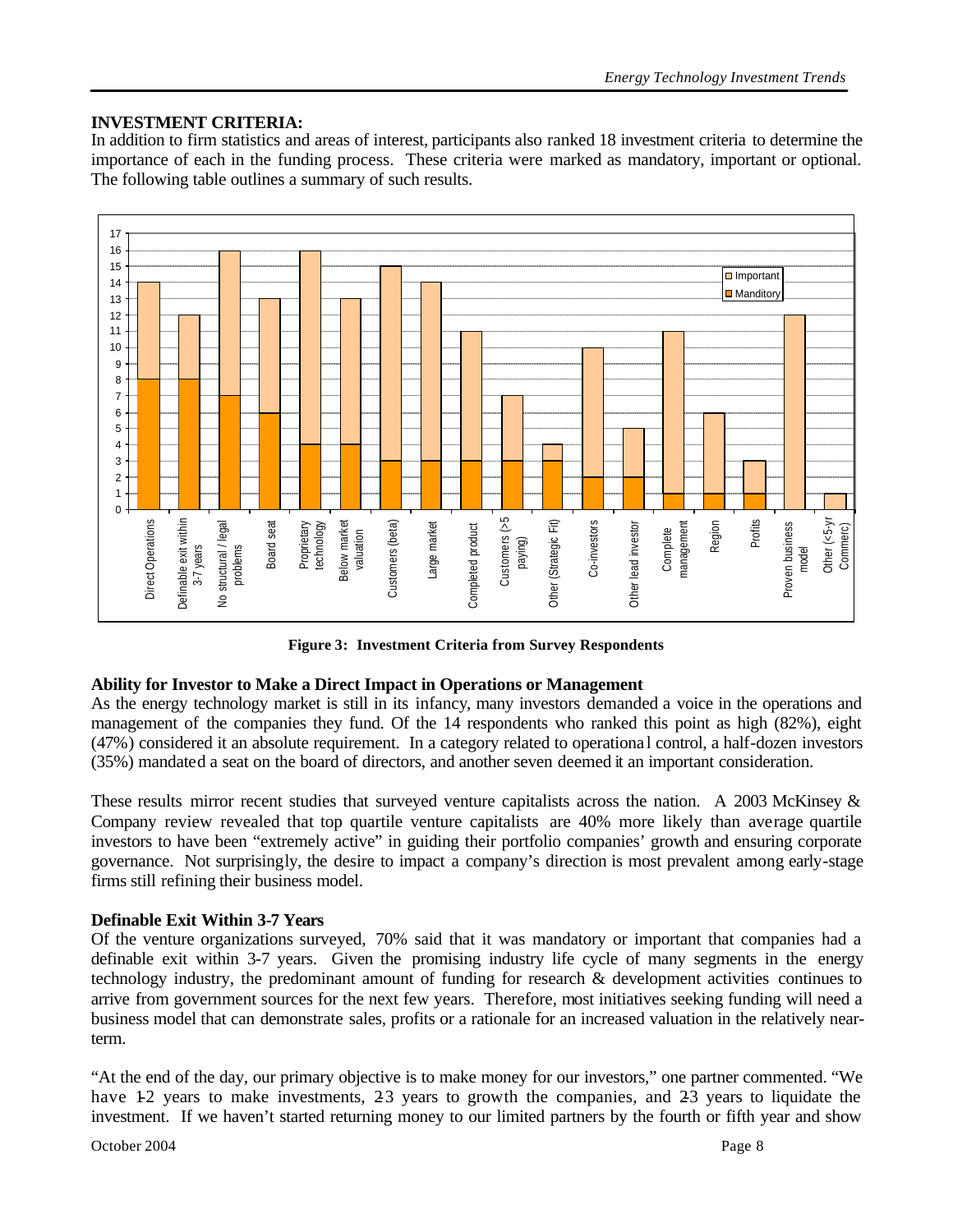## INVESTMENT CRITERIA:

In addition to firm statistics and areas of interest, participants also ranked 18 investment criteria to determine the importance of each in the funding process. These criteria were marked as mandatory, important or optional. The following table outlines a summary of such results.

**Figure 3: Investment Criteria from Survey Respondents**

### Ability for Investor to Make a Direct Impact in Operations or Management

As the energy technology market is still in its infancy, many investors demanded a voice in the operations and management of the companies they fund. Of the 14 respondents who ranked this point as high (82%), eight (47%) considered it an absolute requirement. In a category related to operational control, a half-dozen investors (35%) mandated a seat on the board of directors, and another seven deemed it an important consideration.

These results mirror recent studies that surveyed venture capitalists across the nation. A 2003 McKinsey & Company review revealed that top quartile venture capitalists are 40% more likely than average quartile investors to have been "extremely active" in guiding their portfolio companies' growth and ensuring corporate governance. Not surprisingly, the desire to impact a company's direction is most prevalent among early-stage firms still refining their business model.

### Definable Exit Within 3-7 Years

Of the venture organizations surveyed, 70% said that it was mandatory or important that companies had a definable exit within 3-7 years. Given the promising industry life cycle of many segments in the energy technology industry, the predominant amount of funding for research & development activities continues to arrive from government sources for the next few years. Therefore, most initiatives seeking funding will need a business model that can demonstrate sales, profits or a rationale for an increased valuation in the relatively near-term.

"At the end of the day, our primary objective is to make money for our investors," one partner commented. "We have 1-2 years to make investments, 2-3 years to growth the companies, and 2-3 years to liquidate the investment. If we haven't started returning money to our limited partners by the fourth or fifth year and show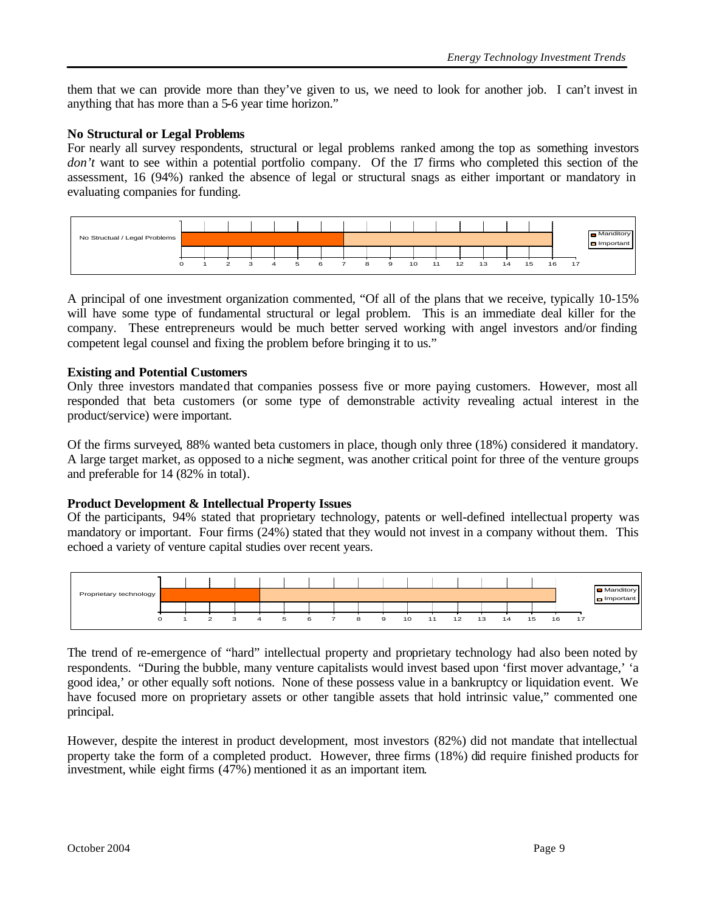them that we can provide more than they've given to us, we need to look for another job. I can't invest in anything that has more than a 5-6 year time horizon."

**No Structural or Legal Problems**

For nearly all survey respondents, structural or legal problems ranked among the top as something investors *don't* want to see within a potential portfolio company. Of the 17 firms who completed this section of the assessment, 16 (94%) ranked the absence of legal or structural snags as either important or mandatory in evaluating companies for funding.

| | Manditory | Important |
|---|---|---|
| No Structual / Legal Problems | 7 | 16 |

A principal of one investment organization commented, "Of all of the plans that we receive, typically 10-15% will have some type of fundamental structural or legal problem. This is an immediate deal killer for the company. These entrepreneurs would be much better served working with angel investors and/or finding competent legal counsel and fixing the problem before bringing it to us."

**Existing and Potential Customers**

Only three investors mandated that companies possess five or more paying customers. However, most all responded that beta customers (or some type of demonstrable activity revealing actual interest in the product/service) were important.

Of the firms surveyed, 88% wanted beta customers in place, though only three (18%) considered it mandatory. A large target market, as opposed to a niche segment, was another critical point for three of the venture groups and preferable for 14 (82% in total).

**Product Development & Intellectual Property Issues**

Of the participants, 94% stated that proprietary technology, patents or well-defined intellectual property was mandatory or important. Four firms (24%) stated that they would not invest in a company without them. This echoed a variety of venture capital studies over recent years.

| | Manditory | Important |
|---|---|---|
| Proprietary technology | 4 | 16 |

The trend of re-emergence of "hard" intellectual property and proprietary technology had also been noted by respondents. "During the bubble, many venture capitalists would invest based upon 'first mover advantage,' 'a good idea,' or other equally soft notions. None of these possess value in a bankruptcy or liquidation event. We have focused more on proprietary assets or other tangible assets that hold intrinsic value," commented one principal.

However, despite the interest in product development, most investors (82%) did not mandate that intellectual property take the form of a completed product. However, three firms (18%) did require finished products for investment, while eight firms (47%) mentioned it as an important item.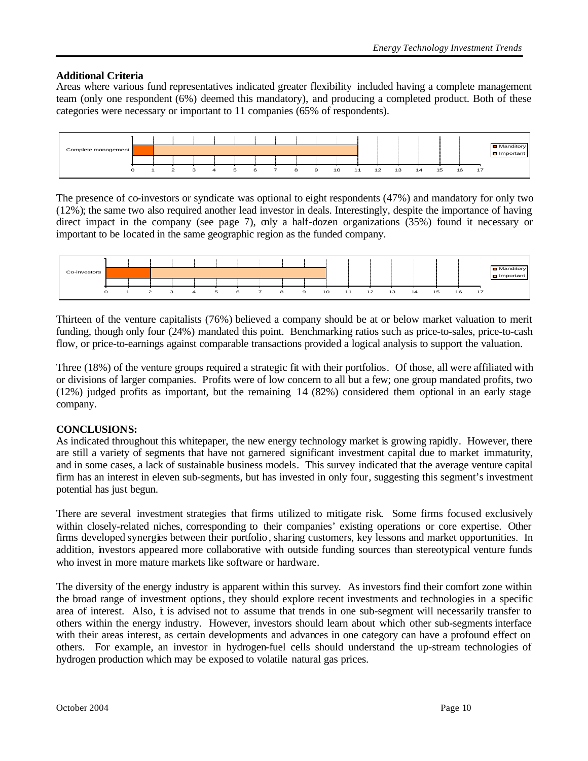**Additional Criteria**

Areas where various fund representatives indicated greater flexibility included having a complete management team (only one respondent (6%) deemed this mandatory), and producing a completed product. Both of these categories were necessary or important to 11 companies (65% of respondents).

The presence of co-investors or syndicate was optional to eight respondents (47%) and mandatory for only two (12%); the same two also required another lead investor in deals. Interestingly, despite the importance of having direct impact in the company (see page 7), only a half-dozen organizations (35%) found it necessary or important to be located in the same geographic region as the funded company.

Thirteen of the venture capitalists (76%) believed a company should be at or below market valuation to merit funding, though only four (24%) mandated this point. Benchmarking ratios such as price-to-sales, price-to-cash flow, or price-to-earnings against comparable transactions provided a logical analysis to support the valuation.

Three (18%) of the venture groups required a strategic fit with their portfolios. Of those, all were affiliated with or divisions of larger companies. Profits were of low concern to all but a few; one group mandated profits, two (12%) judged profits as important, but the remaining 14 (82%) considered them optional in an early stage company.

**CONCLUSIONS:**

As indicated throughout this whitepaper, the new energy technology market is growing rapidly. However, there are still a variety of segments that have not garnered significant investment capital due to market immaturity, and in some cases, a lack of sustainable business models. This survey indicated that the average venture capital firm has an interest in eleven sub-segments, but has invested in only four, suggesting this segment's investment potential has just begun.

There are several investment strategies that firms utilized to mitigate risk. Some firms focused exclusively within closely-related niches, corresponding to their companies' existing operations or core expertise. Other firms developed synergies between their portfolio, sharing customers, key lessons and market opportunities. In addition, investors appeared more collaborative with outside funding sources than stereotypical venture funds who invest in more mature markets like software or hardware.

The diversity of the energy industry is apparent within this survey. As investors find their comfort zone within the broad range of investment options, they should explore recent investments and technologies in a specific area of interest. Also, it is advised not to assume that trends in one sub-segment will necessarily transfer to others within the energy industry. However, investors should learn about which other sub-segments interface with their areas interest, as certain developments and advances in one category can have a profound effect on others. For example, an investor in hydrogen-fuel cells should understand the up-stream technologies of hydrogen production which may be exposed to volatile natural gas prices.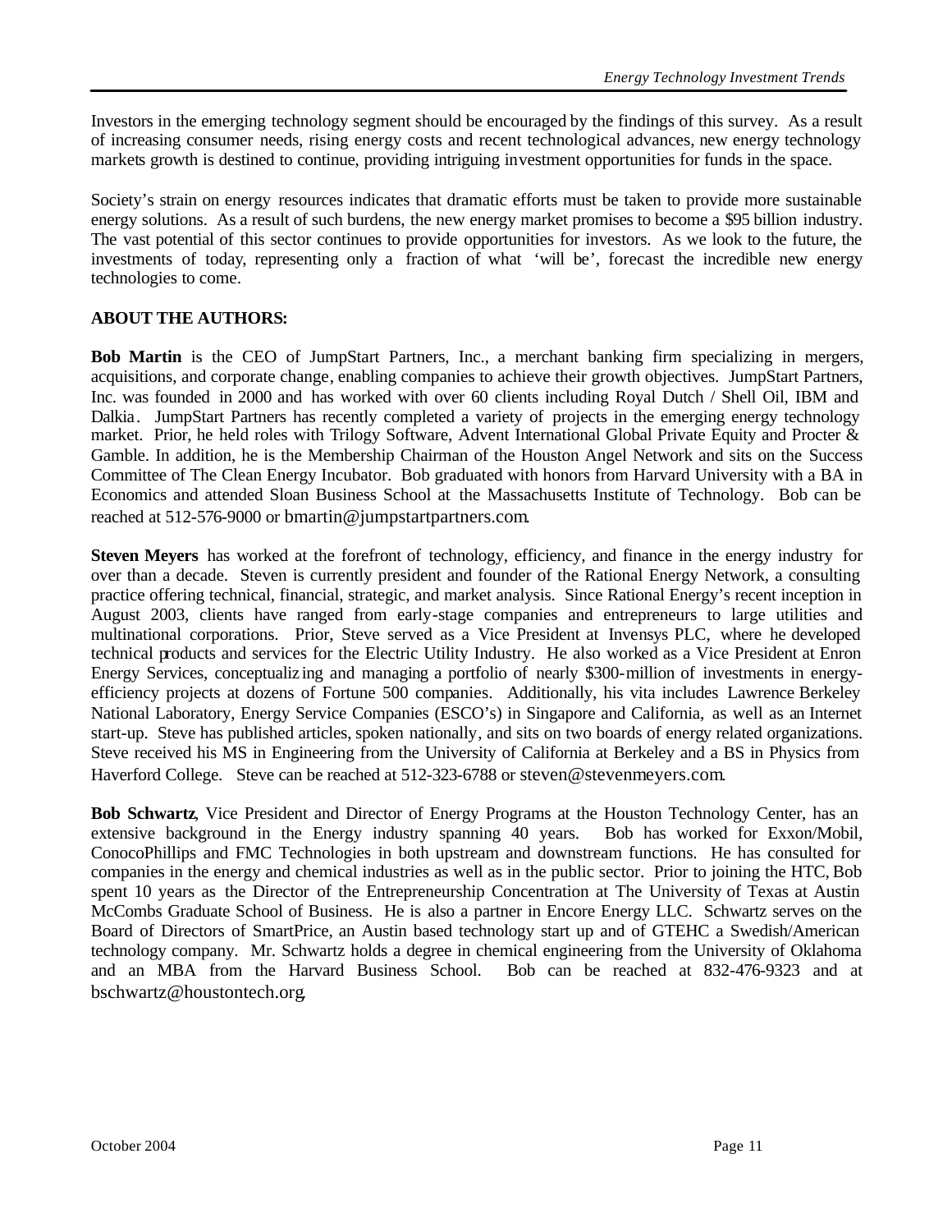Investors in the emerging technology segment should be encouraged by the findings of this survey. As a result of increasing consumer needs, rising energy costs and recent technological advances, new energy technology markets growth is destined to continue, providing intriguing investment opportunities for funds in the space.

Society's strain on energy resources indicates that dramatic efforts must be taken to provide more sustainable energy solutions. As a result of such burdens, the new energy market promises to become a $95 billion industry. The vast potential of this sector continues to provide opportunities for investors. As we look to the future, the investments of today, representing only a fraction of what 'will be', forecast the incredible new energy technologies to come.

**ABOUT THE AUTHORS:**

**Bob Martin** is the CEO of JumpStart Partners, Inc., a merchant banking firm specializing in mergers, acquisitions, and corporate change, enabling companies to achieve their growth objectives. JumpStart Partners, Inc. was founded in 2000 and has worked with over 60 clients including Royal Dutch / Shell Oil, IBM and Dalkia. JumpStart Partners has recently completed a variety of projects in the emerging energy technology market. Prior, he held roles with Trilogy Software, Advent International Global Private Equity and Procter & Gamble. In addition, he is the Membership Chairman of the Houston Angel Network and sits on the Success Committee of The Clean Energy Incubator. Bob graduated with honors from Harvard University with a BA in Economics and attended Sloan Business School at the Massachusetts Institute of Technology. Bob can be reached at 512-576-9000 or bmartin@jumpstartpartners.com.

**Steven Meyers** has worked at the forefront of technology, efficiency, and finance in the energy industry for over than a decade. Steven is currently president and founder of the Rational Energy Network, a consulting practice offering technical, financial, strategic, and market analysis. Since Rational Energy's recent inception in August 2003, clients have ranged from early-stage companies and entrepreneurs to large utilities and multinational corporations. Prior, Steve served as a Vice President at Invensys PLC, where he developed technical products and services for the Electric Utility Industry. He also worked as a Vice President at Enron Energy Services, conceptualizing and managing a portfolio of nearly $300-million of investments in energy-efficiency projects at dozens of Fortune 500 companies. Additionally, his vita includes Lawrence Berkeley National Laboratory, Energy Service Companies (ESCO's) in Singapore and California, as well as an Internet start-up. Steve has published articles, spoken nationally, and sits on two boards of energy related organizations. Steve received his MS in Engineering from the University of California at Berkeley and a BS in Physics from Haverford College. Steve can be reached at 512-323-6788 or steven@stevenmeyers.com.

**Bob Schwartz**, Vice President and Director of Energy Programs at the Houston Technology Center, has an extensive background in the Energy industry spanning 40 years. Bob has worked for Exxon/Mobil, ConocoPhillips and FMC Technologies in both upstream and downstream functions. He has consulted for companies in the energy and chemical industries as well as in the public sector. Prior to joining the HTC, Bob spent 10 years as the Director of the Entrepreneurship Concentration at The University of Texas at Austin McCombs Graduate School of Business. He is also a partner in Encore Energy LLC. Schwartz serves on the Board of Directors of SmartPrice, an Austin based technology start up and of GTEHC a Swedish/American technology company. Mr. Schwartz holds a degree in chemical engineering from the University of Oklahoma and an MBA from the Harvard Business School. Bob can be reached at 832-476-9323 and at bschwartz@houstontech.org.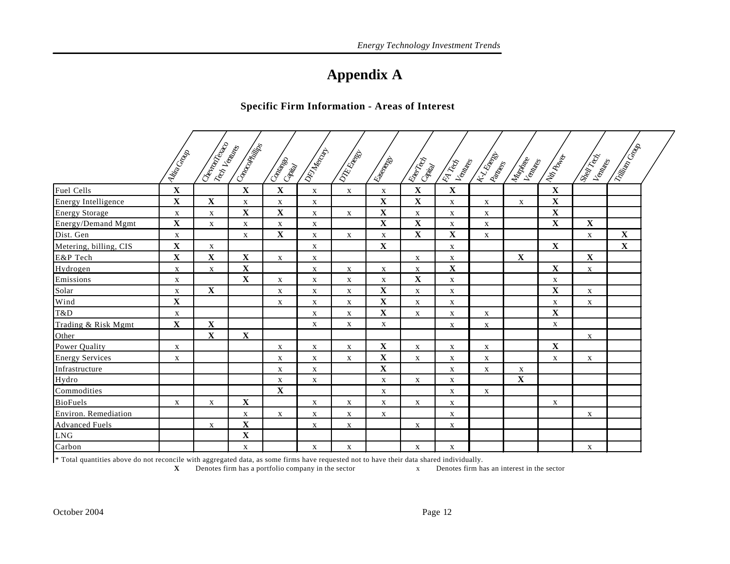# Appendix A

### Specific Firm Information - Areas of Interest

| | Altira Group | ChevronTexaco Tech Ventures | ConocoPhillips | Contango Capital | DFJ Mercury | DTE Energy | Essenergy | EnerTech Capital | FA Tech Ventures | K-L Energy Partners | Murphree Ventures | Nth Power | Shell Tech. Ventures | Trillium Group |
|---|---|---|---|---|---|---|---|---|---|---|---|---|---|---|
| Fuel Cells | X | | X | X | x | x | x | X | X | | | X | | |
| Energy Intelligence | X | X | x | x | x | | X | X | x | x | x | X | | |
| Energy Storage | x | x | X | X | x | x | X | x | x | x | | X | | |
| Energy/Demand Mgmt | X | x | x | x | x | | X | X | x | x | | X | X | |
| Dist. Gen | x | | x | X | x | x | x | X | X | x | | | x | X |
| Metering, billing, CIS | X | x | | | x | | X | | x | | | X | | X |
| E&P Tech | X | X | X | x | x | | | x | x | | X | | X | |
| Hydrogen | x | x | X | | x | x | x | x | X | | | X | x | |
| Emissions | x | | X | x | x | x | x | X | x | | | x | | |
| Solar | x | X | | x | x | x | X | x | x | | | X | x | |
| Wind | X | | | x | x | x | X | x | x | | | x | x | |
| T&D | x | | | | x | x | X | x | x | x | | X | | |
| Trading & Risk Mgmt | X | X | | | x | x | x | | x | x | | x | | |
| Other | | X | X | | | | | | | | | | x | |
| Power Quality | x | | | x | x | x | X | x | x | x | | X | | |
| Energy Services | x | | | x | x | x | X | x | x | x | | x | x | |
| Infrastructure | | | | x | x | | X | | x | x | x | | | |
| Hydro | | | | x | x | | x | x | x | | X | | | |
| Commodities | | | | X | | | x | | x | x | | | | |
| BioFuels | x | x | X | | x | x | x | x | x | | | x | | |
| Environ. Remediation | | | x | x | x | x | x | | x | | | | x | |
| Advanced Fuels | | x | X | | x | x | | x | x | | | | | |
| LNG | | | X | | | | | | | | | | | |
| Carbon | | | x | | x | x | | x | x | | | | x | |

* Total quantities above do not reconcile with aggregated data, as some firms have requested not to have their data shared individually.

**X** Denotes firm has a portfolio company in the sector    x Denotes firm has an interest in the sector